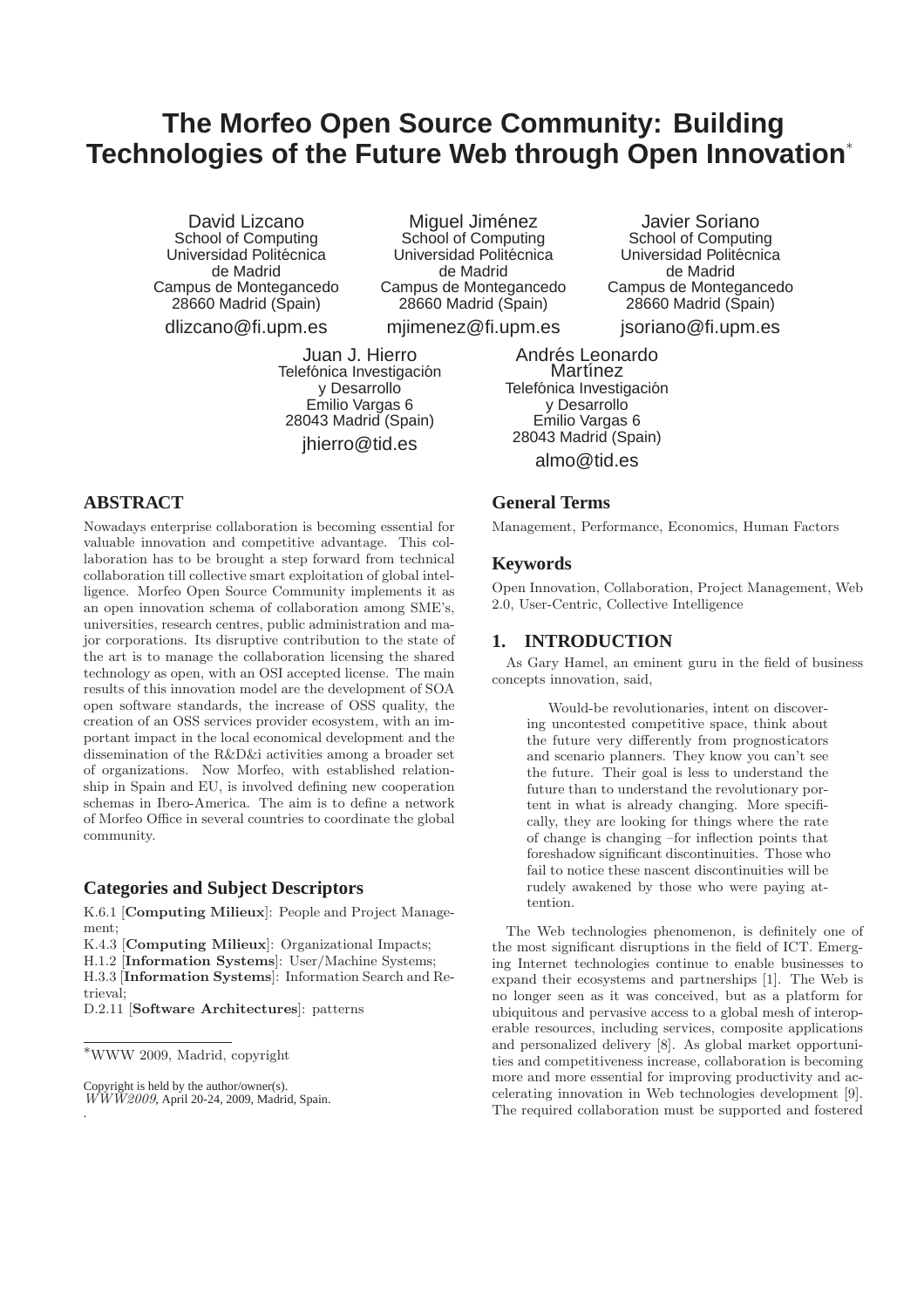# The Morfeo Open Source Community: Building Technologies of the Future Web through Open Innovation*

David Lizcano
School of Computing
Universidad Politécnica de Madrid
Campus de Montegancedo
28660 Madrid (Spain)
dlizcano@fi.upm.es

Miguel Jiménez
School of Computing
Universidad Politécnica de Madrid
Campus de Montegancedo
28660 Madrid (Spain)
mjimenez@fi.upm.es

Javier Soriano
School of Computing
Universidad Politécnica de Madrid
Campus de Montegancedo
28660 Madrid (Spain)
jsoriano@fi.upm.es

Juan J. Hierro
Telefónica Investigación y Desarrollo
Emilio Vargas 6
28043 Madrid (Spain)
jhierro@tid.es

Andrés Leonardo Martínez
Telefónica Investigación y Desarrollo
Emilio Vargas 6
28043 Madrid (Spain)
almo@tid.es

## ABSTRACT

Nowadays enterprise collaboration is becoming essential for valuable innovation and competitive advantage. This collaboration has to be brought a step forward from technical collaboration till collective smart exploitation of global intelligence. Morfeo Open Source Community implements it as an open innovation schema of collaboration among SME's, universities, research centres, public administration and major corporations. Its disruptive contribution to the state of the art is to manage the collaboration licensing the shared technology as open, with an OSI accepted license. The main results of this innovation model are the development of SOA open software standards, the increase of OSS quality, the creation of an OSS services provider ecosystem, with an important impact in the local economical development and the dissemination of the R&D&i activities among a broader set of organizations. Now Morfeo, with established relationship in Spain and EU, is involved defining new cooperation schemas in Ibero-America. The aim is to define a network of Morfeo Office in several countries to coordinate the global community.

### Categories and Subject Descriptors

K.6.1 [**Computing Milieux**]: People and Project Management;
K.4.3 [**Computing Milieux**]: Organizational Impacts;
H.1.2 [**Information Systems**]: User/Machine Systems;
H.3.3 [**Information Systems**]: Information Search and Retrieval;
D.2.11 [**Software Architectures**]: patterns

*WWW 2009, Madrid, copyright

Copyright is held by the author/owner(s).
*WWW2009*, April 20-24, 2009, Madrid, Spain.

### General Terms

Management, Performance, Economics, Human Factors

### Keywords

Open Innovation, Collaboration, Project Management, Web 2.0, User-Centric, Collective Intelligence

## 1. INTRODUCTION

As Gary Hamel, an eminent guru in the field of business concepts innovation, said,

> Would-be revolutionaries, intent on discovering uncontested competitive space, think about the future very differently from prognosticators and scenario planners. They know you can't see the future. Their goal is less to understand the future than to understand the revolutionary portent in what is already changing. More specifically, they are looking for things where the rate of change is changing –for inflection points that foreshadow significant discontinuities. Those who fail to notice these nascent discontinuities will be rudely awakened by those who were paying attention.

The Web technologies phenomenon, is definitely one of the most significant disruptions in the field of ICT. Emerging Internet technologies continue to enable businesses to expand their ecosystems and partnerships [1]. The Web is no longer seen as it was conceived, but as a platform for ubiquitous and pervasive access to a global mesh of interoperable resources, including services, composite applications and personalized delivery [8]. As global market opportunities and competitiveness increase, collaboration is becoming more and more essential for improving productivity and accelerating innovation in Web technologies development [9]. The required collaboration must be supported and fostered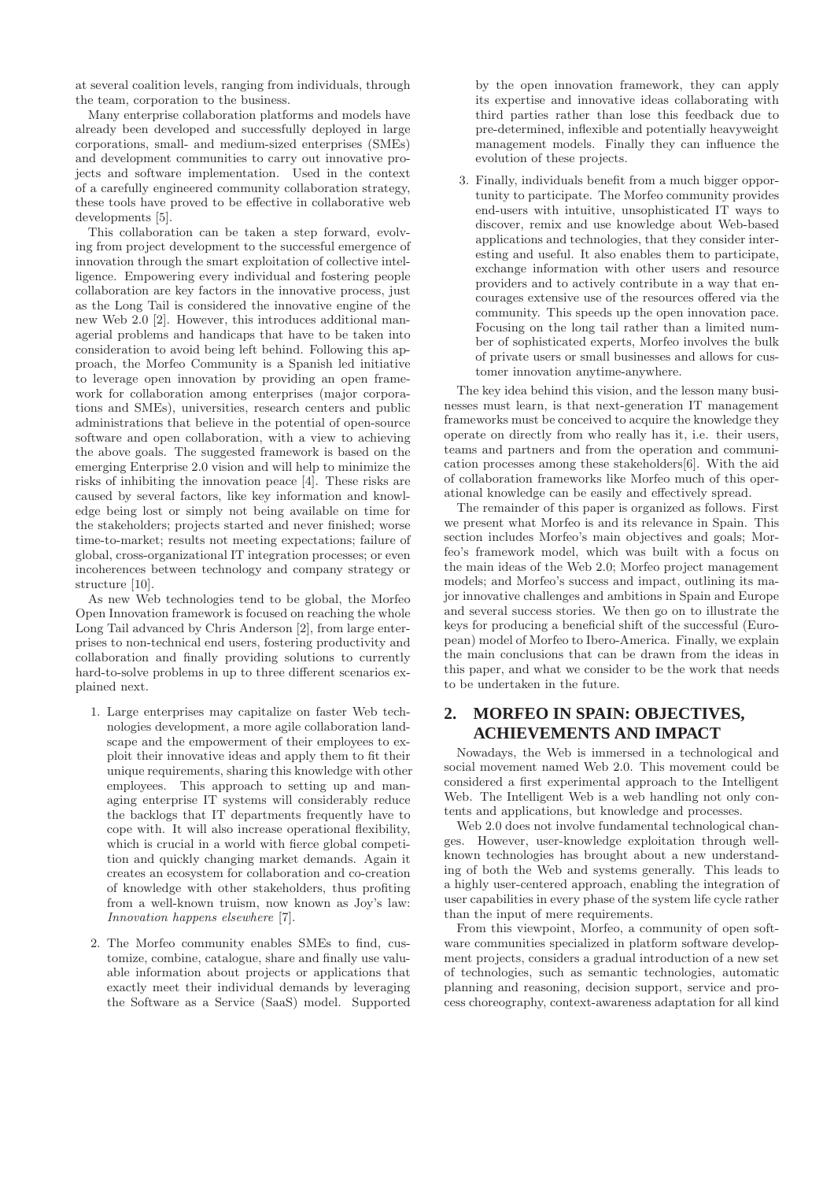at several coalition levels, ranging from individuals, through the team, corporation to the business.

Many enterprise collaboration platforms and models have already been developed and successfully deployed in large corporations, small- and medium-sized enterprises (SMEs) and development communities to carry out innovative projects and software implementation. Used in the context of a carefully engineered community collaboration strategy, these tools have proved to be effective in collaborative web developments [5].

This collaboration can be taken a step forward, evolving from project development to the successful emergence of innovation through the smart exploitation of collective intelligence. Empowering every individual and fostering people collaboration are key factors in the innovative process, just as the Long Tail is considered the innovative engine of the new Web 2.0 [2]. However, this introduces additional managerial problems and handicaps that have to be taken into consideration to avoid being left behind. Following this approach, the Morfeo Community is a Spanish led initiative to leverage open innovation by providing an open framework for collaboration among enterprises (major corporations and SMEs), universities, research centers and public administrations that believe in the potential of open-source software and open collaboration, with a view to achieving the above goals. The suggested framework is based on the emerging Enterprise 2.0 vision and will help to minimize the risks of inhibiting the innovation peace [4]. These risks are caused by several factors, like key information and knowledge being lost or simply not being available on time for the stakeholders; projects started and never finished; worse time-to-market; results not meeting expectations; failure of global, cross-organizational IT integration processes; or even incoherences between technology and company strategy or structure [10].

As new Web technologies tend to be global, the Morfeo Open Innovation framework is focused on reaching the whole Long Tail advanced by Chris Anderson [2], from large enterprises to non-technical end users, fostering productivity and collaboration and finally providing solutions to currently hard-to-solve problems in up to three different scenarios explained next.

1. Large enterprises may capitalize on faster Web technologies development, a more agile collaboration landscape and the empowerment of their employees to exploit their innovative ideas and apply them to fit their unique requirements, sharing this knowledge with other employees. This approach to setting up and managing enterprise IT systems will considerably reduce the backlogs that IT departments frequently have to cope with. It will also increase operational flexibility, which is crucial in a world with fierce global competition and quickly changing market demands. Again it creates an ecosystem for collaboration and co-creation of knowledge with other stakeholders, thus profiting from a well-known truism, now known as Joy's law: *Innovation happens elsewhere* [7].
2. The Morfeo community enables SMEs to find, customize, combine, catalogue, share and finally use valuable information about projects or applications that exactly meet their individual demands by leveraging the Software as a Service (SaaS) model. Supported by the open innovation framework, they can apply its expertise and innovative ideas collaborating with third parties rather than lose this feedback due to pre-determined, inflexible and potentially heavyweight management models. Finally they can influence the evolution of these projects.
3. Finally, individuals benefit from a much bigger opportunity to participate. The Morfeo community provides end-users with intuitive, unsophisticated IT ways to discover, remix and use knowledge about Web-based applications and technologies, that they consider interesting and useful. It also enables them to participate, exchange information with other users and resource providers and to actively contribute in a way that encourages extensive use of the resources offered via the community. This speeds up the open innovation pace. Focusing on the long tail rather than a limited number of sophisticated experts, Morfeo involves the bulk of private users or small businesses and allows for customer innovation anytime-anywhere.

The key idea behind this vision, and the lesson many businesses must learn, is that next-generation IT management frameworks must be conceived to acquire the knowledge they operate on directly from who really has it, i.e. their users, teams and partners and from the operation and communication processes among these stakeholders[6]. With the aid of collaboration frameworks like Morfeo much of this operational knowledge can be easily and effectively spread.

The remainder of this paper is organized as follows. First we present what Morfeo is and its relevance in Spain. This section includes Morfeo's main objectives and goals; Morfeo's framework model, which was built with a focus on the main ideas of the Web 2.0; Morfeo project management models; and Morfeo's success and impact, outlining its major innovative challenges and ambitions in Spain and Europe and several success stories. We then go on to illustrate the keys for producing a beneficial shift of the successful (European) model of Morfeo to Ibero-America. Finally, we explain the main conclusions that can be drawn from the ideas in this paper, and what we consider to be the work that needs to be undertaken in the future.

## 2. MORFEO IN SPAIN: OBJECTIVES, ACHIEVEMENTS AND IMPACT

Nowadays, the Web is immersed in a technological and social movement named Web 2.0. This movement could be considered a first experimental approach to the Intelligent Web. The Intelligent Web is a web handling not only contents and applications, but knowledge and processes.

Web 2.0 does not involve fundamental technological changes. However, user-knowledge exploitation through well-known technologies has brought about a new understanding of both the Web and systems generally. This leads to a highly user-centered approach, enabling the integration of user capabilities in every phase of the system life cycle rather than the input of mere requirements.

From this viewpoint, Morfeo, a community of open software communities specialized in platform software development projects, considers a gradual introduction of a new set of technologies, such as semantic technologies, automatic planning and reasoning, decision support, service and process choreography, context-awareness adaptation for all kind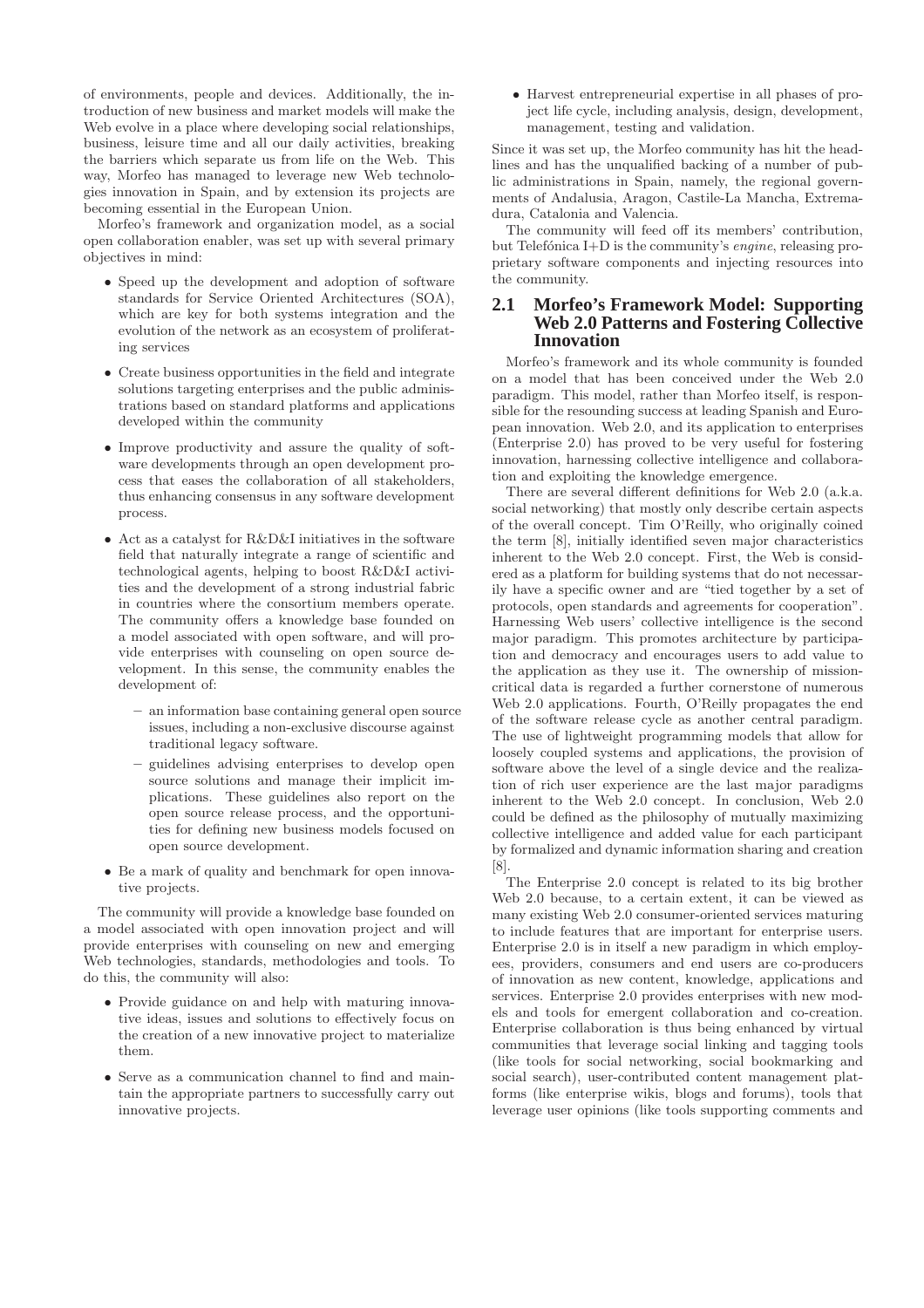of environments, people and devices. Additionally, the introduction of new business and market models will make the Web evolve in a place where developing social relationships, business, leisure time and all our daily activities, breaking the barriers which separate us from life on the Web. This way, Morfeo has managed to leverage new Web technologies innovation in Spain, and by extension its projects are becoming essential in the European Union.

Morfeo's framework and organization model, as a social open collaboration enabler, was set up with several primary objectives in mind:

- Speed up the development and adoption of software standards for Service Oriented Architectures (SOA), which are key for both systems integration and the evolution of the network as an ecosystem of proliferating services
- Create business opportunities in the field and integrate solutions targeting enterprises and the public administrations based on standard platforms and applications developed within the community
- Improve productivity and assure the quality of software developments through an open development process that eases the collaboration of all stakeholders, thus enhancing consensus in any software development process.
- Act as a catalyst for R&D&I initiatives in the software field that naturally integrate a range of scientific and technological agents, helping to boost R&D&I activities and the development of a strong industrial fabric in countries where the consortium members operate. The community offers a knowledge base founded on a model associated with open software, and will provide enterprises with counseling on open source development. In this sense, the community enables the development of:
  - an information base containing general open source issues, including a non-exclusive discourse against traditional legacy software.
  - guidelines advising enterprises to develop open source solutions and manage their implicit implications. These guidelines also report on the open source release process, and the opportunities for defining new business models focused on open source development.
- Be a mark of quality and benchmark for open innovative projects.

The community will provide a knowledge base founded on a model associated with open innovation project and will provide enterprises with counseling on new and emerging Web technologies, standards, methodologies and tools. To do this, the community will also:

- Provide guidance on and help with maturing innovative ideas, issues and solutions to effectively focus on the creation of a new innovative project to materialize them.
- Serve as a communication channel to find and maintain the appropriate partners to successfully carry out innovative projects.
- Harvest entrepreneurial expertise in all phases of project life cycle, including analysis, design, development, management, testing and validation.

Since it was set up, the Morfeo community has hit the headlines and has the unqualified backing of a number of public administrations in Spain, namely, the regional governments of Andalusia, Aragon, Castile-La Mancha, Extremadura, Catalonia and Valencia.

The community will feed off its members' contribution, but Telefónica I+D is the community's *engine*, releasing proprietary software components and injecting resources into the community.

## 2.1 Morfeo's Framework Model: Supporting Web 2.0 Patterns and Fostering Collective Innovation

Morfeo's framework and its whole community is founded on a model that has been conceived under the Web 2.0 paradigm. This model, rather than Morfeo itself, is responsible for the resounding success at leading Spanish and European innovation. Web 2.0, and its application to enterprises (Enterprise 2.0) has proved to be very useful for fostering innovation, harnessing collective intelligence and collaboration and exploiting the knowledge emergence.

There are several different definitions for Web 2.0 (a.k.a. social networking) that mostly only describe certain aspects of the overall concept. Tim O'Reilly, who originally coined the term [8], initially identified seven major characteristics inherent to the Web 2.0 concept. First, the Web is considered as a platform for building systems that do not necessarily have a specific owner and are "tied together by a set of protocols, open standards and agreements for cooperation". Harnessing Web users' collective intelligence is the second major paradigm. This promotes architecture by participation and democracy and encourages users to add value to the application as they use it. The ownership of mission-critical data is regarded a further cornerstone of numerous Web 2.0 applications. Fourth, O'Reilly propagates the end of the software release cycle as another central paradigm. The use of lightweight programming models that allow for loosely coupled systems and applications, the provision of software above the level of a single device and the realization of rich user experience are the last major paradigms inherent to the Web 2.0 concept. In conclusion, Web 2.0 could be defined as the philosophy of mutually maximizing collective intelligence and added value for each participant by formalized and dynamic information sharing and creation [8].

The Enterprise 2.0 concept is related to its big brother Web 2.0 because, to a certain extent, it can be viewed as many existing Web 2.0 consumer-oriented services maturing to include features that are important for enterprise users. Enterprise 2.0 is in itself a new paradigm in which employees, providers, consumers and end users are co-producers of innovation as new content, knowledge, applications and services. Enterprise 2.0 provides enterprises with new models and tools for emergent collaboration and co-creation. Enterprise collaboration is thus being enhanced by virtual communities that leverage social linking and tagging tools (like tools for social networking, social bookmarking and social search), user-contributed content management platforms (like enterprise wikis, blogs and forums), tools that leverage user opinions (like tools supporting comments and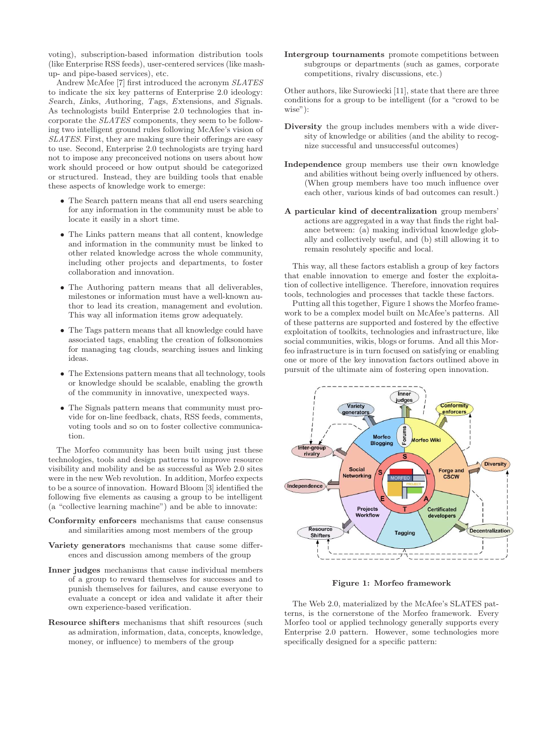voting), subscription-based information distribution tools (like Enterprise RSS feeds), user-centered services (like mash-up- and pipe-based services), etc.

Andrew McAfee [7] first introduced the acronym *SLATES* to indicate the six key patterns of Enterprise 2.0 ideology: *S*earch, *L*inks, *A*uthoring, *T*ags, *E*xtensions, and *S*ignals. As technologists build Enterprise 2.0 technologies that incorporate the *SLATES* components, they seem to be following two intelligent ground rules following McAfee's vision of *SLATES*. First, they are making sure their offerings are easy to use. Second, Enterprise 2.0 technologists are trying hard not to impose any preconceived notions on users about how work should proceed or how output should be categorized or structured. Instead, they are building tools that enable these aspects of knowledge work to emerge:

- The Search pattern means that all end users searching for any information in the community must be able to locate it easily in a short time.
- The Links pattern means that all content, knowledge and information in the community must be linked to other related knowledge across the whole community, including other projects and departments, to foster collaboration and innovation.
- The Authoring pattern means that all deliverables, milestones or information must have a well-known author to lead its creation, management and evolution. This way all information items grow adequately.
- The Tags pattern means that all knowledge could have associated tags, enabling the creation of folksonomies for managing tag clouds, searching issues and linking ideas.
- The Extensions pattern means that all technology, tools or knowledge should be scalable, enabling the growth of the community in innovative, unexpected ways.
- The Signals pattern means that community must provide for on-line feedback, chats, RSS feeds, comments, voting tools and so on to foster collective communication.

The Morfeo community has been built using just these technologies, tools and design patterns to improve resource visibility and mobility and be as successful as Web 2.0 sites were in the new Web revolution. In addition, Morfeo expects to be a source of innovation. Howard Bloom [3] identified the following five elements as causing a group to be intelligent (a "collective learning machine") and be able to innovate:

**Conformity enforcers** mechanisms that cause consensus and similarities among most members of the group

**Variety generators** mechanisms that cause some differences and discussion among members of the group

**Inner judges** mechanisms that cause individual members of a group to reward themselves for successes and to punish themselves for failures, and cause everyone to evaluate a concept or idea and validate it after their own experience-based verification.

**Resource shifters** mechanisms that shift resources (such as admiration, information, data, concepts, knowledge, money, or influence) to members of the group

**Intergroup tournaments** promote competitions between subgroups or departments (such as games, corporate competitions, rivalry discussions, etc.)

Other authors, like Surowiecki [11], state that there are three conditions for a group to be intelligent (for a "crowd to be wise"):

**Diversity** the group includes members with a wide diversity of knowledge or abilities (and the ability to recognize successful and unsuccessful outcomes)

**Independence** group members use their own knowledge and abilities without being overly influenced by others. (When group members have too much influence over each other, various kinds of bad outcomes can result.)

**A particular kind of decentralization** group members' actions are aggregated in a way that finds the right balance between: (a) making individual knowledge globally and collectively useful, and (b) still allowing it to remain resolutely specific and local.

This way, all these factors establish a group of key factors that enable innovation to emerge and foster the exploitation of collective intelligence. Therefore, innovation requires tools, technologies and processes that tackle these factors.

Putting all this together, Figure 1 shows the Morfeo framework to be a complex model built on McAfee's patterns. All of these patterns are supported and fostered by the effective exploitation of toolkits, technologies and infrastructure, like social communities, wikis, blogs or forums. And all this Morfeo infrastructure is in turn focused on satisfying or enabling one or more of the key innovation factors outlined above in pursuit of the ultimate aim of fostering open innovation.

**Figure 1: Morfeo framework**

The Web 2.0, materialized by the McAfee's SLATES patterns, is the cornerstone of the Morfeo framework. Every Morfeo tool or applied technology generally supports every Enterprise 2.0 pattern. However, some technologies more specifically designed for a specific pattern: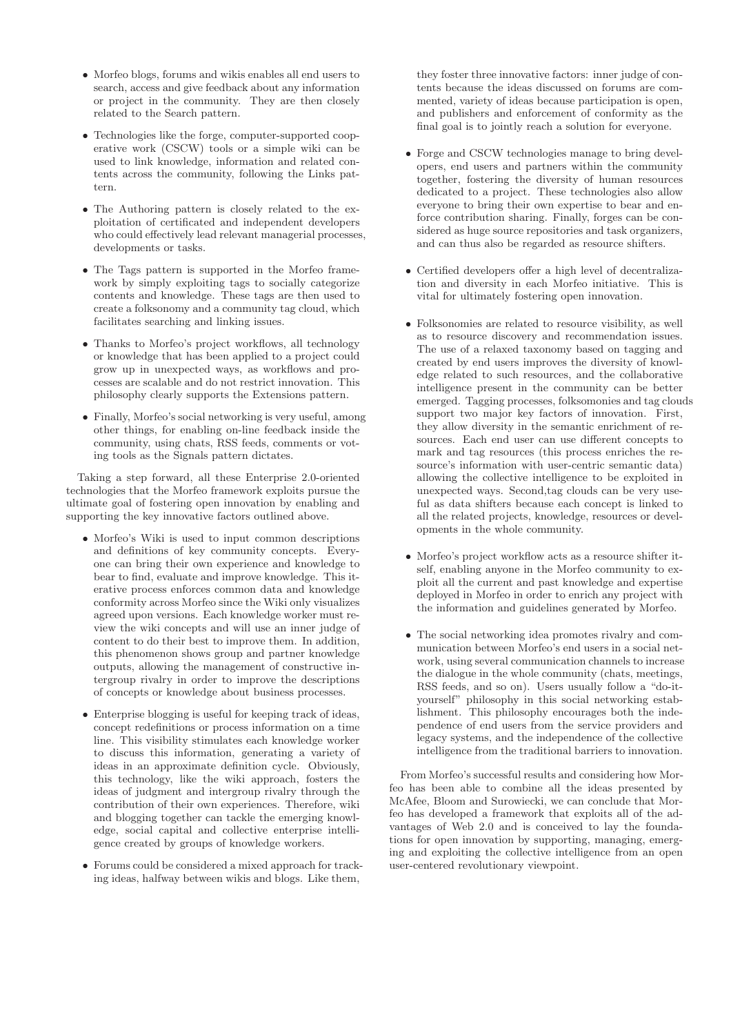- Morfeo blogs, forums and wikis enables all end users to search, access and give feedback about any information or project in the community. They are then closely related to the Search pattern.

- Technologies like the forge, computer-supported cooperative work (CSCW) tools or a simple wiki can be used to link knowledge, information and related contents across the community, following the Links pattern.

- The Authoring pattern is closely related to the exploitation of certificated and independent developers who could effectively lead relevant managerial processes, developments or tasks.

- The Tags pattern is supported in the Morfeo framework by simply exploiting tags to socially categorize contents and knowledge. These tags are then used to create a folksonomy and a community tag cloud, which facilitates searching and linking issues.

- Thanks to Morfeo's project workflows, all technology or knowledge that has been applied to a project could grow up in unexpected ways, as workflows and processes are scalable and do not restrict innovation. This philosophy clearly supports the Extensions pattern.

- Finally, Morfeo's social networking is very useful, among other things, for enabling on-line feedback inside the community, using chats, RSS feeds, comments or voting tools as the Signals pattern dictates.

Taking a step forward, all these Enterprise 2.0-oriented technologies that the Morfeo framework exploits pursue the ultimate goal of fostering open innovation by enabling and supporting the key innovative factors outlined above.

- Morfeo's Wiki is used to input common descriptions and definitions of key community concepts. Everyone can bring their own experience and knowledge to bear to find, evaluate and improve knowledge. This iterative process enforces common data and knowledge conformity across Morfeo since the Wiki only visualizes agreed upon versions. Each knowledge worker must review the wiki concepts and will use an inner judge of content to do their best to improve them. In addition, this phenomenon shows group and partner knowledge outputs, allowing the management of constructive intergroup rivalry in order to improve the descriptions of concepts or knowledge about business processes.

- Enterprise blogging is useful for keeping track of ideas, concept redefinitions or process information on a time line. This visibility stimulates each knowledge worker to discuss this information, generating a variety of ideas in an approximate definition cycle. Obviously, this technology, like the wiki approach, fosters the ideas of judgment and intergroup rivalry through the contribution of their own experiences. Therefore, wiki and blogging together can tackle the emerging knowledge, social capital and collective enterprise intelligence created by groups of knowledge workers.

- Forums could be considered a mixed approach for tracking ideas, halfway between wikis and blogs. Like them, they foster three innovative factors: inner judge of contents because the ideas discussed on forums are commented, variety of ideas because participation is open, and publishers and enforcement of conformity as the final goal is to jointly reach a solution for everyone.

- Forge and CSCW technologies manage to bring developers, end users and partners within the community together, fostering the diversity of human resources dedicated to a project. These technologies also allow everyone to bring their own expertise to bear and enforce contribution sharing. Finally, forges can be considered as huge source repositories and task organizers, and can thus also be regarded as resource shifters.

- Certified developers offer a high level of decentralization and diversity in each Morfeo initiative. This is vital for ultimately fostering open innovation.

- Folksonomies are related to resource visibility, as well as to resource discovery and recommendation issues. The use of a relaxed taxonomy based on tagging and created by end users improves the diversity of knowledge related to such resources, and the collaborative intelligence present in the community can be better emerged. Tagging processes, folksomonies and tag clouds support two major key factors of innovation. First, they allow diversity in the semantic enrichment of resources. Each end user can use different concepts to mark and tag resources (this process enriches the resource's information with user-centric semantic data) allowing the collective intelligence to be exploited in unexpected ways. Second,tag clouds can be very useful as data shifters because each concept is linked to all the related projects, knowledge, resources or developments in the whole community.

- Morfeo's project workflow acts as a resource shifter itself, enabling anyone in the Morfeo community to exploit all the current and past knowledge and expertise deployed in Morfeo in order to enrich any project with the information and guidelines generated by Morfeo.

- The social networking idea promotes rivalry and communication between Morfeo's end users in a social network, using several communication channels to increase the dialogue in the whole community (chats, meetings, RSS feeds, and so on). Users usually follow a "do-it-yourself" philosophy in this social networking establishment. This philosophy encourages both the independence of end users from the service providers and legacy systems, and the independence of the collective intelligence from the traditional barriers to innovation.

From Morfeo's successful results and considering how Morfeo has been able to combine all the ideas presented by McAfee, Bloom and Surowiecki, we can conclude that Morfeo has developed a framework that exploits all of the advantages of Web 2.0 and is conceived to lay the foundations for open innovation by supporting, managing, emerging and exploiting the collective intelligence from an open user-centered revolutionary viewpoint.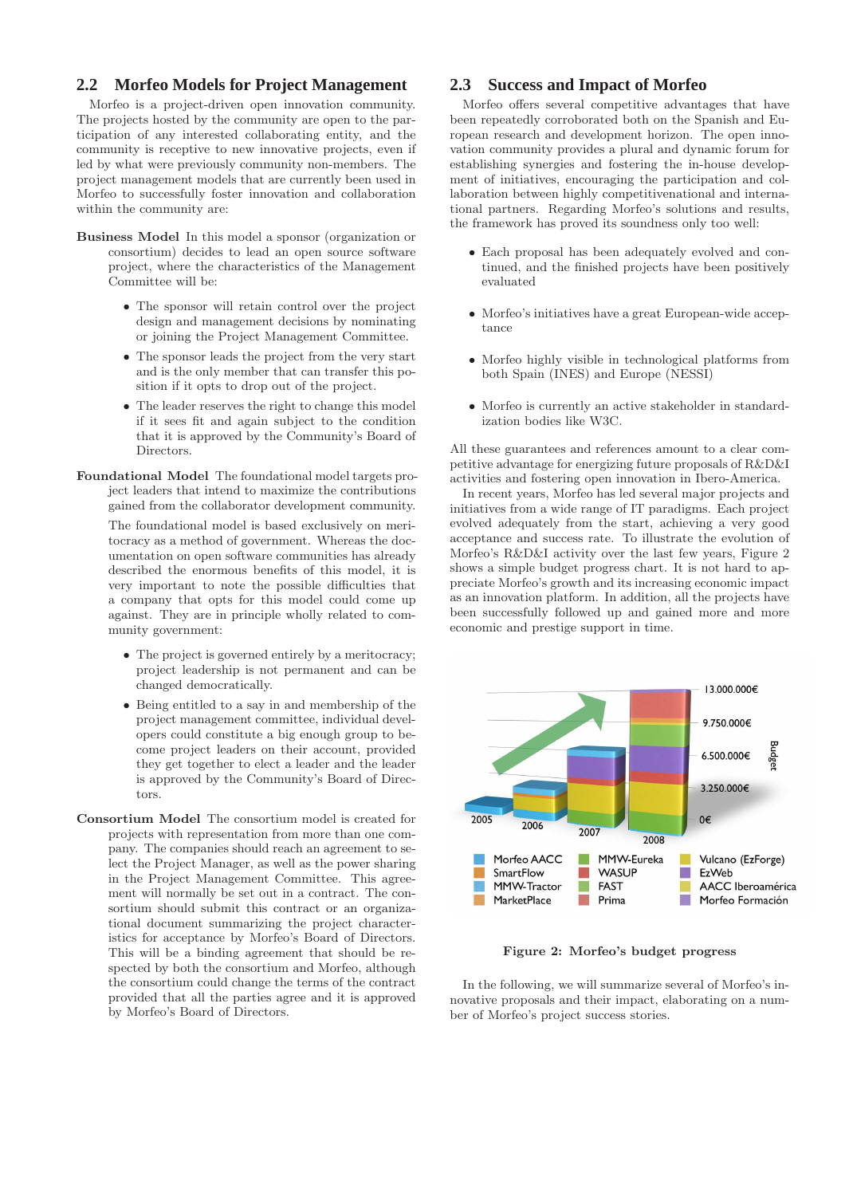## 2.2 Morfeo Models for Project Management

Morfeo is a project-driven open innovation community. The projects hosted by the community are open to the participation of any interested collaborating entity, and the community is receptive to new innovative projects, even if led by what were previously community non-members. The project management models that are currently been used in Morfeo to successfully foster innovation and collaboration within the community are:

**Business Model** In this model a sponsor (organization or consortium) decides to lead an open source software project, where the characteristics of the Management Committee will be:

- The sponsor will retain control over the project design and management decisions by nominating or joining the Project Management Committee.
- The sponsor leads the project from the very start and is the only member that can transfer this position if it opts to drop out of the project.
- The leader reserves the right to change this model if it sees fit and again subject to the condition that it is approved by the Community's Board of Directors.

**Foundational Model** The foundational model targets project leaders that intend to maximize the contributions gained from the collaborator development community.

The foundational model is based exclusively on meritocracy as a method of government. Whereas the documentation on open software communities has already described the enormous benefits of this model, it is very important to note the possible difficulties that a company that opts for this model could come up against. They are in principle wholly related to community government:

- The project is governed entirely by a meritocracy; project leadership is not permanent and can be changed democratically.
- Being entitled to a say in and membership of the project management committee, individual developers could constitute a big enough group to become project leaders on their account, provided they get together to elect a leader and the leader is approved by the Community's Board of Directors.

**Consortium Model** The consortium model is created for projects with representation from more than one company. The companies should reach an agreement to select the Project Manager, as well as the power sharing in the Project Management Committee. This agreement will normally be set out in a contract. The consortium should submit this contract or an organizational document summarizing the project characteristics for acceptance by Morfeo's Board of Directors. This will be a binding agreement that should be respected by both the consortium and Morfeo, although the consortium could change the terms of the contract provided that all the parties agree and it is approved by Morfeo's Board of Directors.

## 2.3 Success and Impact of Morfeo

Morfeo offers several competitive advantages that have been repeatedly corroborated both on the Spanish and European research and development horizon. The open innovation community provides a plural and dynamic forum for establishing synergies and fostering the in-house development of initiatives, encouraging the participation and collaboration between highly competitivenational and international partners. Regarding Morfeo's solutions and results, the framework has proved its soundness only too well:

- Each proposal has been adequately evolved and continued, and the finished projects have been positively evaluated
- Morfeo's initiatives have a great European-wide acceptance
- Morfeo highly visible in technological platforms from both Spain (INES) and Europe (NESSI)
- Morfeo is currently an active stakeholder in standardization bodies like W3C.

All these guarantees and references amount to a clear competitive advantage for energizing future proposals of R&D&I activities and fostering open innovation in Ibero-America.

In recent years, Morfeo has led several major projects and initiatives from a wide range of IT paradigms. Each project evolved adequately from the start, achieving a very good acceptance and success rate. To illustrate the evolution of Morfeo's R&D&I activity over the last few years, Figure 2 shows a simple budget progress chart. It is not hard to appreciate Morfeo's growth and its increasing economic impact as an innovation platform. In addition, all the projects have been successfully followed up and gained more and more economic and prestige support in time.

Figure 2: Morfeo's budget progress

In the following, we will summarize several of Morfeo's innovative proposals and their impact, elaborating on a number of Morfeo's project success stories.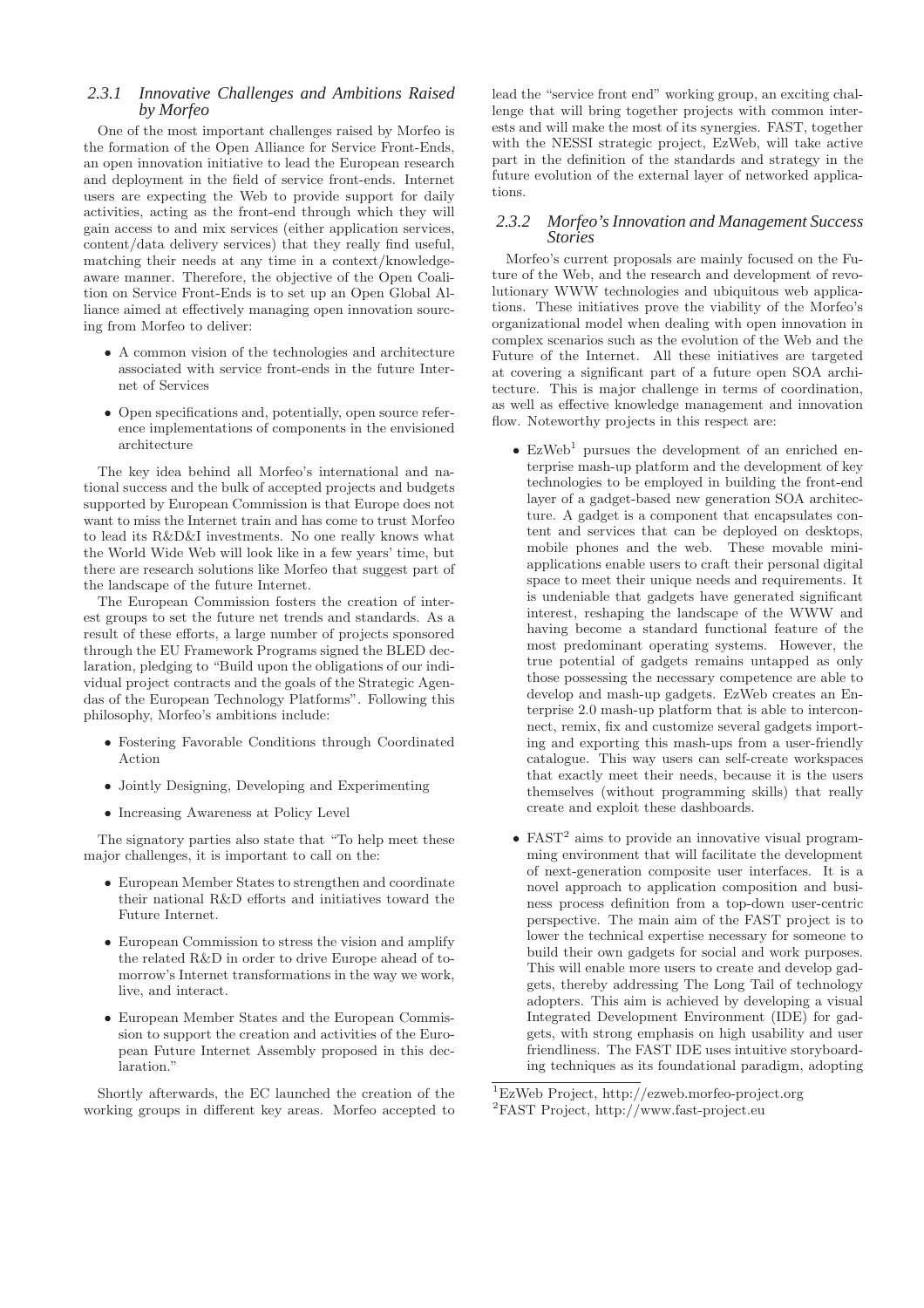### 2.3.1 Innovative Challenges and Ambitions Raised by Morfeo

One of the most important challenges raised by Morfeo is the formation of the Open Alliance for Service Front-Ends, an open innovation initiative to lead the European research and deployment in the field of service front-ends. Internet users are expecting the Web to provide support for daily activities, acting as the front-end through which they will gain access to and mix services (either application services, content/data delivery services) that they really find useful, matching their needs at any time in a context/knowledge-aware manner. Therefore, the objective of the Open Coalition on Service Front-Ends is to set up an Open Global Alliance aimed at effectively managing open innovation sourcing from Morfeo to deliver:

- A common vision of the technologies and architecture associated with service front-ends in the future Internet of Services
- Open specifications and, potentially, open source reference implementations of components in the envisioned architecture

The key idea behind all Morfeo's international and national success and the bulk of accepted projects and budgets supported by European Commission is that Europe does not want to miss the Internet train and has come to trust Morfeo to lead its R&D&I investments. No one really knows what the World Wide Web will look like in a few years' time, but there are research solutions like Morfeo that suggest part of the landscape of the future Internet.

The European Commission fosters the creation of interest groups to set the future net trends and standards. As a result of these efforts, a large number of projects sponsored through the EU Framework Programs signed the BLED declaration, pledging to "Build upon the obligations of our individual project contracts and the goals of the Strategic Agendas of the European Technology Platforms". Following this philosophy, Morfeo's ambitions include:

- Fostering Favorable Conditions through Coordinated Action
- Jointly Designing, Developing and Experimenting
- Increasing Awareness at Policy Level

The signatory parties also state that "To help meet these major challenges, it is important to call on the:

- European Member States to strengthen and coordinate their national R&D efforts and initiatives toward the Future Internet.
- European Commission to stress the vision and amplify the related R&D in order to drive Europe ahead of tomorrow's Internet transformations in the way we work, live, and interact.
- European Member States and the European Commission to support the creation and activities of the European Future Internet Assembly proposed in this declaration."

Shortly afterwards, the EC launched the creation of the working groups in different key areas. Morfeo accepted to lead the "service front end" working group, an exciting challenge that will bring together projects with common interests and will make the most of its synergies. FAST, together with the NESSI strategic project, EzWeb, will take active part in the definition of the standards and strategy in the future evolution of the external layer of networked applications.

### 2.3.2 Morfeo's Innovation and Management Success Stories

Morfeo's current proposals are mainly focused on the Future of the Web, and the research and development of revolutionary WWW technologies and ubiquitous web applications. These initiatives prove the viability of the Morfeo's organizational model when dealing with open innovation in complex scenarios such as the evolution of the Web and the Future of the Internet. All these initiatives are targeted at covering a significant part of a future open SOA architecture. This is major challenge in terms of coordination, as well as effective knowledge management and innovation flow. Noteworthy projects in this respect are:

- EzWeb[1] pursues the development of an enriched enterprise mash-up platform and the development of key technologies to be employed in building the front-end layer of a gadget-based new generation SOA architecture. A gadget is a component that encapsulates content and services that can be deployed on desktops, mobile phones and the web. These movable mini-applications enable users to craft their personal digital space to meet their unique needs and requirements. It is undeniable that gadgets have generated significant interest, reshaping the landscape of the WWW and having become a standard functional feature of the most predominant operating systems. However, the true potential of gadgets remains untapped as only those possessing the necessary competence are able to develop and mash-up gadgets. EzWeb creates an Enterprise 2.0 mash-up platform that is able to interconnect, remix, fix and customize several gadgets importing and exporting this mash-ups from a user-friendly catalogue. This way users can self-create workspaces that exactly meet their needs, because it is the users themselves (without programming skills) that really create and exploit these dashboards.
- FAST[2] aims to provide an innovative visual programming environment that will facilitate the development of next-generation composite user interfaces. It is a novel approach to application composition and business process definition from a top-down user-centric perspective. The main aim of the FAST project is to lower the technical expertise necessary for someone to build their own gadgets for social and work purposes. This will enable more users to create and develop gadgets, thereby addressing The Long Tail of technology adopters. This aim is achieved by developing a visual Integrated Development Environment (IDE) for gadgets, with strong emphasis on high usability and user friendliness. The FAST IDE uses intuitive storyboarding techniques as its foundational paradigm, adopting

[1] EzWeb Project, http://ezweb.morfeo-project.org

[2] FAST Project, http://www.fast-project.eu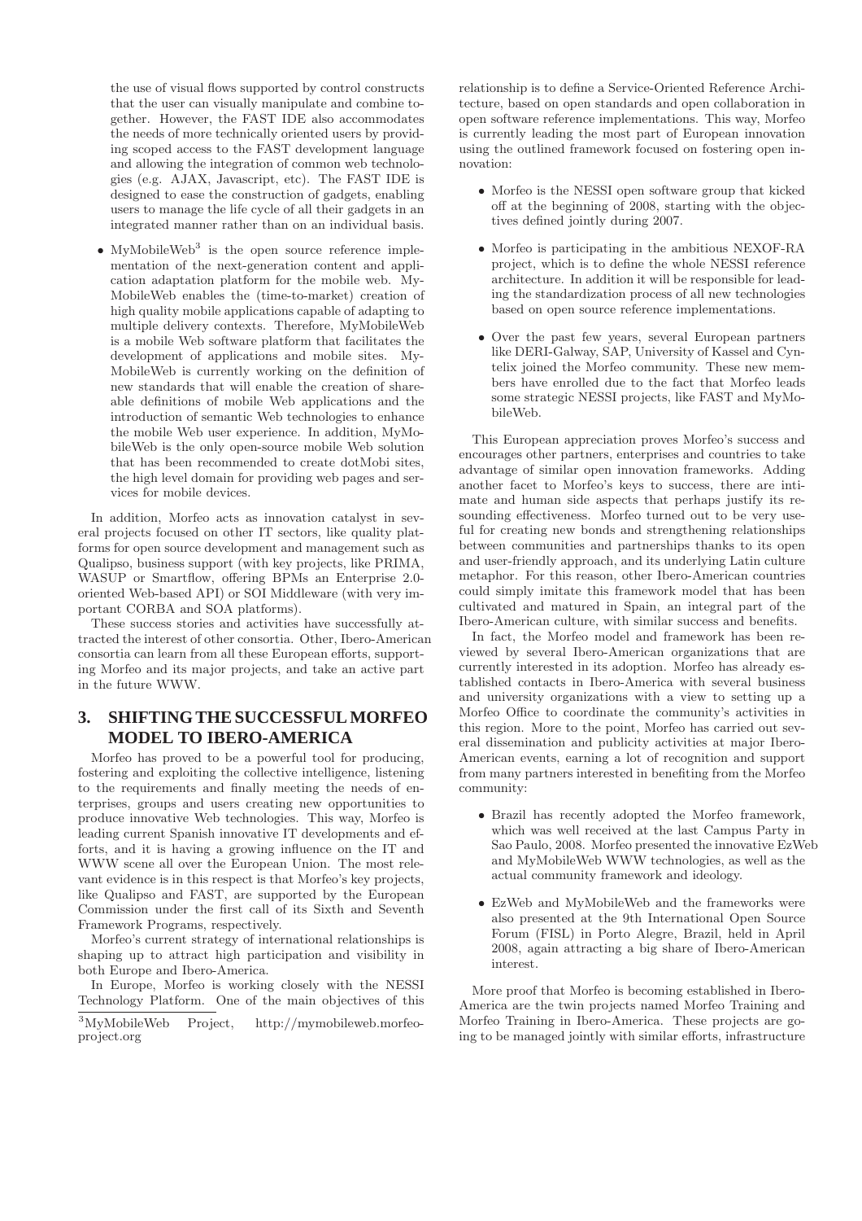the use of visual flows supported by control constructs that the user can visually manipulate and combine together. However, the FAST IDE also accommodates the needs of more technically oriented users by providing scoped access to the FAST development language and allowing the integration of common web technologies (e.g. AJAX, Javascript, etc). The FAST IDE is designed to ease the construction of gadgets, enabling users to manage the life cycle of all their gadgets in an integrated manner rather than on an individual basis.

- MyMobileWeb[3] is the open source reference implementation of the next-generation content and application adaptation platform for the mobile web. MyMobileWeb enables the (time-to-market) creation of high quality mobile applications capable of adapting to multiple delivery contexts. Therefore, MyMobileWeb is a mobile Web software platform that facilitates the development of applications and mobile sites. MyMobileWeb is currently working on the definition of new standards that will enable the creation of shareable definitions of mobile Web applications and the introduction of semantic Web technologies to enhance the mobile Web user experience. In addition, MyMobileWeb is the only open-source mobile Web solution that has been recommended to create dotMobi sites, the high level domain for providing web pages and services for mobile devices.

In addition, Morfeo acts as innovation catalyst in several projects focused on other IT sectors, like quality platforms for open source development and management such as Qualipso, business support (with key projects, like PRIMA, WASUP or Smartflow, offering BPMs an Enterprise 2.0-oriented Web-based API) or SOI Middleware (with very important CORBA and SOA platforms).

These success stories and activities have successfully attracted the interest of other consortia. Other, Ibero-American consortia can learn from all these European efforts, supporting Morfeo and its major projects, and take an active part in the future WWW.

## 3. SHIFTING THE SUCCESSFUL MORFEO MODEL TO IBERO-AMERICA

Morfeo has proved to be a powerful tool for producing, fostering and exploiting the collective intelligence, listening to the requirements and finally meeting the needs of enterprises, groups and users creating new opportunities to produce innovative Web technologies. This way, Morfeo is leading current Spanish innovative IT developments and efforts, and it is having a growing influence on the IT and WWW scene all over the European Union. The most relevant evidence is in this respect is that Morfeo's key projects, like Qualipso and FAST, are supported by the European Commission under the first call of its Sixth and Seventh Framework Programs, respectively.

Morfeo's current strategy of international relationships is shaping up to attract high participation and visibility in both Europe and Ibero-America.

In Europe, Morfeo is working closely with the NESSI Technology Platform. One of the main objectives of this relationship is to define a Service-Oriented Reference Architecture, based on open standards and open collaboration in open software reference implementations. This way, Morfeo is currently leading the most part of European innovation using the outlined framework focused on fostering open innovation:

- Morfeo is the NESSI open software group that kicked off at the beginning of 2008, starting with the objectives defined jointly during 2007.
- Morfeo is participating in the ambitious NEXOF-RA project, which is to define the whole NESSI reference architecture. In addition it will be responsible for leading the standardization process of all new technologies based on open source reference implementations.
- Over the past few years, several European partners like DERI-Galway, SAP, University of Kassel and Cyntelix joined the Morfeo community. These new members have enrolled due to the fact that Morfeo leads some strategic NESSI projects, like FAST and MyMobileWeb.

This European appreciation proves Morfeo's success and encourages other partners, enterprises and countries to take advantage of similar open innovation frameworks. Adding another facet to Morfeo's keys to success, there are intimate and human side aspects that perhaps justify its resounding effectiveness. Morfeo turned out to be very useful for creating new bonds and strengthening relationships between communities and partnerships thanks to its open and user-friendly approach, and its underlying Latin culture metaphor. For this reason, other Ibero-American countries could simply imitate this framework model that has been cultivated and matured in Spain, an integral part of the Ibero-American culture, with similar success and benefits.

In fact, the Morfeo model and framework has been reviewed by several Ibero-American organizations that are currently interested in its adoption. Morfeo has already established contacts in Ibero-America with several business and university organizations with a view to setting up a Morfeo Office to coordinate the community's activities in this region. More to the point, Morfeo has carried out several dissemination and publicity activities at major Ibero-American events, earning a lot of recognition and support from many partners interested in benefiting from the Morfeo community:

- Brazil has recently adopted the Morfeo framework, which was well received at the last Campus Party in Sao Paulo, 2008. Morfeo presented the innovative EzWeb and MyMobileWeb WWW technologies, as well as the actual community framework and ideology.
- EzWeb and MyMobileWeb and the frameworks were also presented at the 9th International Open Source Forum (FISL) in Porto Alegre, Brazil, held in April 2008, again attracting a big share of Ibero-American interest.

More proof that Morfeo is becoming established in Ibero-America are the twin projects named Morfeo Training and Morfeo Training in Ibero-America. These projects are going to be managed jointly with similar efforts, infrastructure

[3] MyMobileWeb Project, http://mymobileweb.morfeo-project.org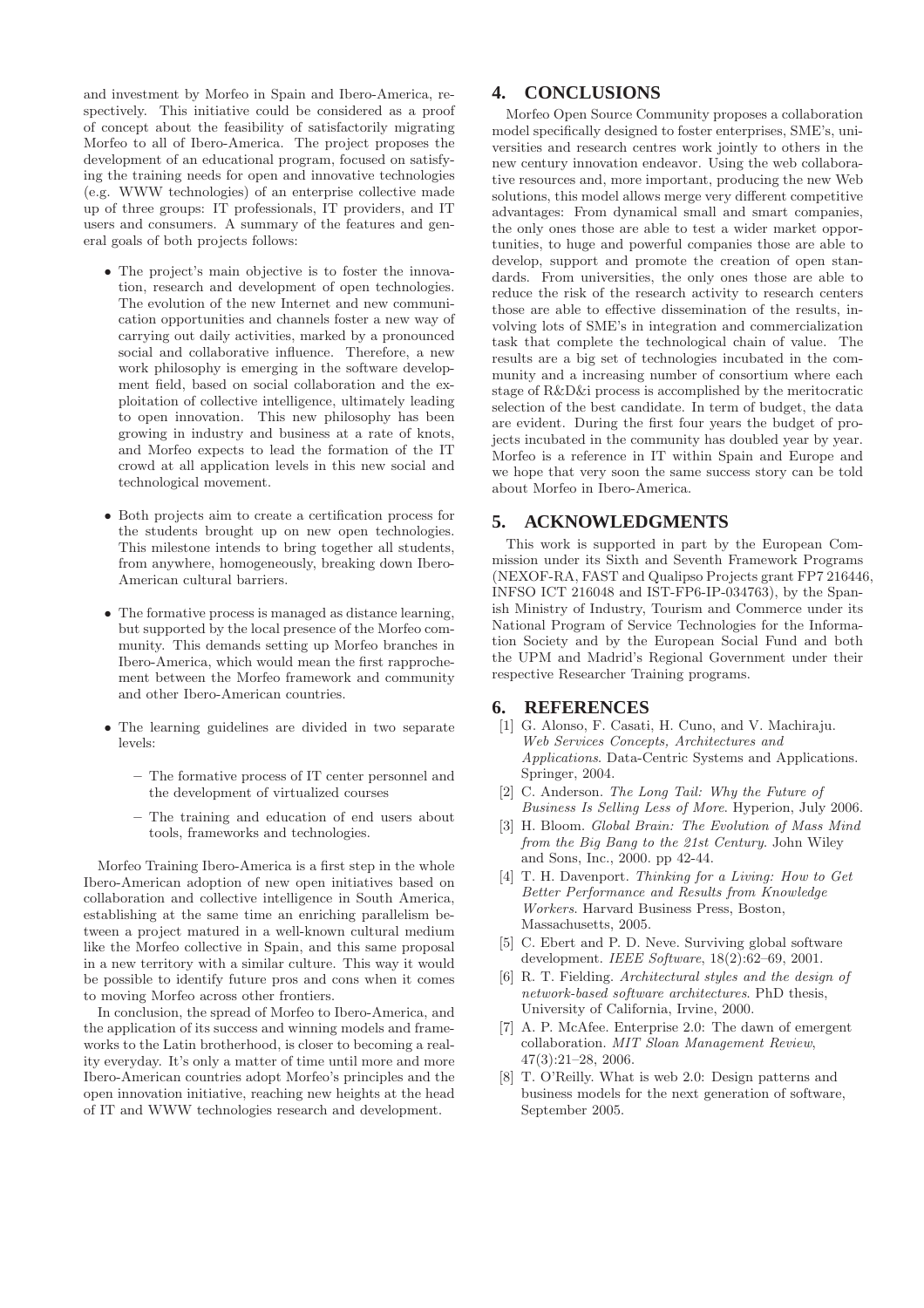and investment by Morfeo in Spain and Ibero-America, respectively. This initiative could be considered as a proof of concept about the feasibility of satisfactorily migrating Morfeo to all of Ibero-America. The project proposes the development of an educational program, focused on satisfying the training needs for open and innovative technologies (e.g. WWW technologies) of an enterprise collective made up of three groups: IT professionals, IT providers, and IT users and consumers. A summary of the features and general goals of both projects follows:

- The project's main objective is to foster the innovation, research and development of open technologies. The evolution of the new Internet and new communication opportunities and channels foster a new way of carrying out daily activities, marked by a pronounced social and collaborative influence. Therefore, a new work philosophy is emerging in the software development field, based on social collaboration and the exploitation of collective intelligence, ultimately leading to open innovation. This new philosophy has been growing in industry and business at a rate of knots, and Morfeo expects to lead the formation of the IT crowd at all application levels in this new social and technological movement.

- Both projects aim to create a certification process for the students brought up on new open technologies. This milestone intends to bring together all students, from anywhere, homogeneously, breaking down Ibero-American cultural barriers.

- The formative process is managed as distance learning, but supported by the local presence of the Morfeo community. This demands setting up Morfeo branches in Ibero-America, which would mean the first rapprochement between the Morfeo framework and community and other Ibero-American countries.

- The learning guidelines are divided in two separate levels:

  - The formative process of IT center personnel and the development of virtualized courses

  - The training and education of end users about tools, frameworks and technologies.

Morfeo Training Ibero-America is a first step in the whole Ibero-American adoption of new open initiatives based on collaboration and collective intelligence in South America, establishing at the same time an enriching parallelism between a project matured in a well-known cultural medium like the Morfeo collective in Spain, and this same proposal in a new territory with a similar culture. This way it would be possible to identify future pros and cons when it comes to moving Morfeo across other frontiers.

In conclusion, the spread of Morfeo to Ibero-America, and the application of its success and winning models and frameworks to the Latin brotherhood, is closer to becoming a reality everyday. It's only a matter of time until more and more Ibero-American countries adopt Morfeo's principles and the open innovation initiative, reaching new heights at the head of IT and WWW technologies research and development.

# 4. CONCLUSIONS

Morfeo Open Source Community proposes a collaboration model specifically designed to foster enterprises, SME's, universities and research centres work jointly to others in the new century innovation endeavor. Using the web collaborative resources and, more important, producing the new Web solutions, this model allows merge very different competitive advantages: From dynamical small and smart companies, the only ones those are able to test a wider market opportunities, to huge and powerful companies those are able to develop, support and promote the creation of open standards. From universities, the only ones those are able to reduce the risk of the research activity to research centers those are able to effective dissemination of the results, involving lots of SME's in integration and commercialization task that complete the technological chain of value. The results are a big set of technologies incubated in the community and a increasing number of consortium where each stage of R&D&i process is accomplished by the meritocratic selection of the best candidate. In term of budget, the data are evident. During the first four years the budget of projects incubated in the community has doubled year by year. Morfeo is a reference in IT within Spain and Europe and we hope that very soon the same success story can be told about Morfeo in Ibero-America.

# 5. ACKNOWLEDGMENTS

This work is supported in part by the European Commission under its Sixth and Seventh Framework Programs (NEXOF-RA, FAST and Qualipso Projects grant FP7 216446, INFSO ICT 216048 and IST-FP6-IP-034763), by the Spanish Ministry of Industry, Tourism and Commerce under its National Program of Service Technologies for the Information Society and by the European Social Fund and both the UPM and Madrid's Regional Government under their respective Researcher Training programs.

# 6. REFERENCES

[1] G. Alonso, F. Casati, H. Cuno, and V. Machiraju. *Web Services Concepts, Architectures and Applications*. Data-Centric Systems and Applications. Springer, 2004.

[2] C. Anderson. *The Long Tail: Why the Future of Business Is Selling Less of More*. Hyperion, July 2006.

[3] H. Bloom. *Global Brain: The Evolution of Mass Mind from the Big Bang to the 21st Century*. John Wiley and Sons, Inc., 2000. pp 42-44.

[4] T. H. Davenport. *Thinking for a Living: How to Get Better Performance and Results from Knowledge Workers*. Harvard Business Press, Boston, Massachusetts, 2005.

[5] C. Ebert and P. D. Neve. Surviving global software development. *IEEE Software*, 18(2):62–69, 2001.

[6] R. T. Fielding. *Architectural styles and the design of network-based software architectures*. PhD thesis, University of California, Irvine, 2000.

[7] A. P. McAfee. Enterprise 2.0: The dawn of emergent collaboration. *MIT Sloan Management Review*, 47(3):21–28, 2006.

[8] T. O'Reilly. What is web 2.0: Design patterns and business models for the next generation of software, September 2005.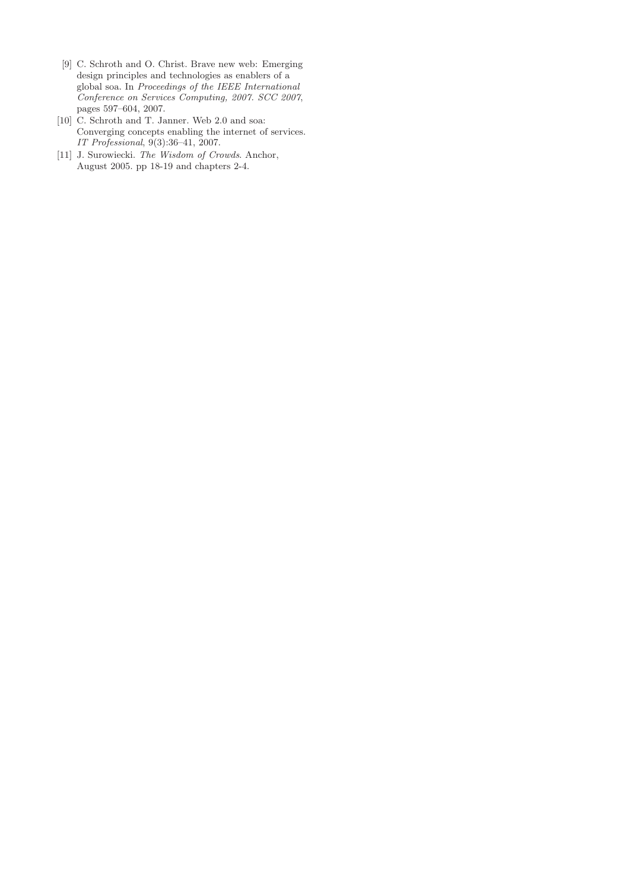[9] C. Schroth and O. Christ. Brave new web: Emerging design principles and technologies as enablers of a global soa. In *Proceedings of the IEEE International Conference on Services Computing, 2007. SCC 2007*, pages 597–604, 2007.

[10] C. Schroth and T. Janner. Web 2.0 and soa: Converging concepts enabling the internet of services. *IT Professional*, 9(3):36–41, 2007.

[11] J. Surowiecki. *The Wisdom of Crowds*. Anchor, August 2005. pp 18-19 and chapters 2-4.